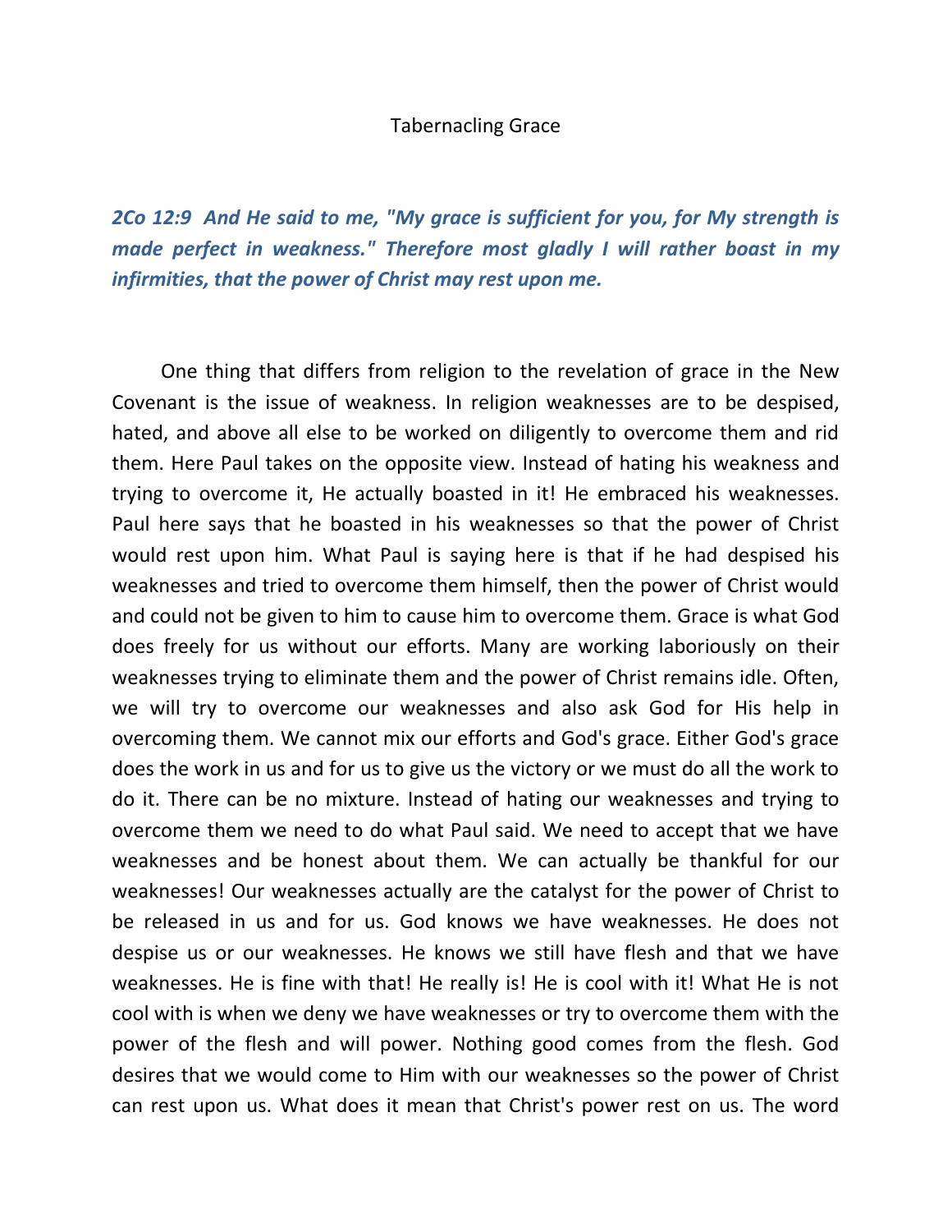# Tabernacling Grace

***2Co 12:9 And He said to me, "My grace is sufficient for you, for My strength is made perfect in weakness." Therefore most gladly I will rather boast in my infirmities, that the power of Christ may rest upon me.***

One thing that differs from religion to the revelation of grace in the New Covenant is the issue of weakness. In religion weaknesses are to be despised, hated, and above all else to be worked on diligently to overcome them and rid them. Here Paul takes on the opposite view. Instead of hating his weakness and trying to overcome it, He actually boasted in it! He embraced his weaknesses. Paul here says that he boasted in his weaknesses so that the power of Christ would rest upon him. What Paul is saying here is that if he had despised his weaknesses and tried to overcome them himself, then the power of Christ would and could not be given to him to cause him to overcome them. Grace is what God does freely for us without our efforts. Many are working laboriously on their weaknesses trying to eliminate them and the power of Christ remains idle. Often, we will try to overcome our weaknesses and also ask God for His help in overcoming them. We cannot mix our efforts and God's grace. Either God's grace does the work in us and for us to give us the victory or we must do all the work to do it. There can be no mixture. Instead of hating our weaknesses and trying to overcome them we need to do what Paul said. We need to accept that we have weaknesses and be honest about them. We can actually be thankful for our weaknesses! Our weaknesses actually are the catalyst for the power of Christ to be released in us and for us. God knows we have weaknesses. He does not despise us or our weaknesses. He knows we still have flesh and that we have weaknesses. He is fine with that! He really is! He is cool with it! What He is not cool with is when we deny we have weaknesses or try to overcome them with the power of the flesh and will power. Nothing good comes from the flesh. God desires that we would come to Him with our weaknesses so the power of Christ can rest upon us. What does it mean that Christ's power rest on us. The word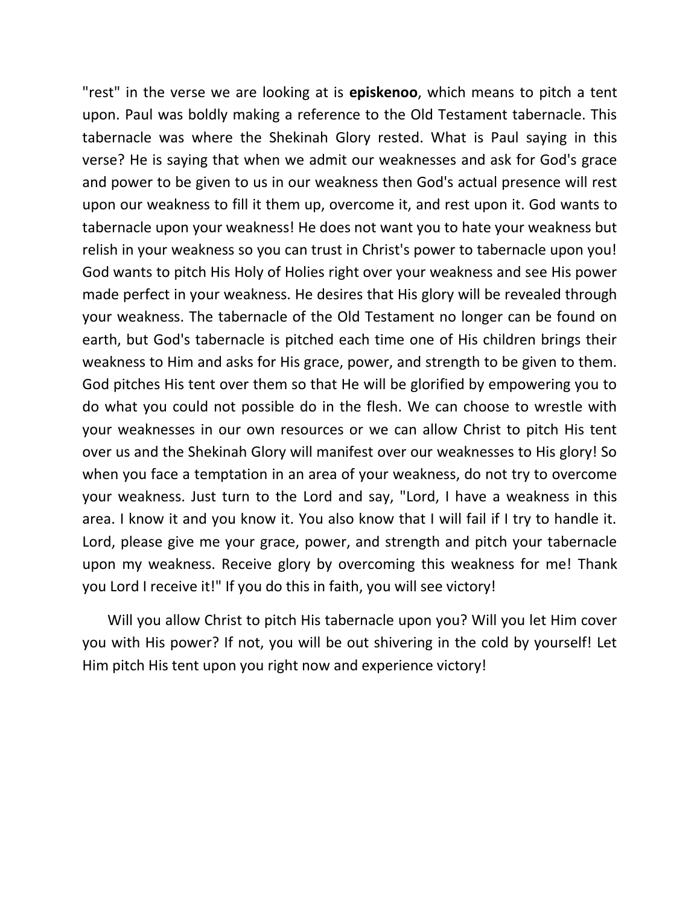"rest" in the verse we are looking at is **episkenoo**, which means to pitch a tent upon. Paul was boldly making a reference to the Old Testament tabernacle. This tabernacle was where the Shekinah Glory rested. What is Paul saying in this verse? He is saying that when we admit our weaknesses and ask for God's grace and power to be given to us in our weakness then God's actual presence will rest upon our weakness to fill it them up, overcome it, and rest upon it. God wants to tabernacle upon your weakness! He does not want you to hate your weakness but relish in your weakness so you can trust in Christ's power to tabernacle upon you! God wants to pitch His Holy of Holies right over your weakness and see His power made perfect in your weakness. He desires that His glory will be revealed through your weakness. The tabernacle of the Old Testament no longer can be found on earth, but God's tabernacle is pitched each time one of His children brings their weakness to Him and asks for His grace, power, and strength to be given to them. God pitches His tent over them so that He will be glorified by empowering you to do what you could not possible do in the flesh. We can choose to wrestle with your weaknesses in our own resources or we can allow Christ to pitch His tent over us and the Shekinah Glory will manifest over our weaknesses to His glory! So when you face a temptation in an area of your weakness, do not try to overcome your weakness. Just turn to the Lord and say, "Lord, I have a weakness in this area. I know it and you know it. You also know that I will fail if I try to handle it. Lord, please give me your grace, power, and strength and pitch your tabernacle upon my weakness. Receive glory by overcoming this weakness for me! Thank you Lord I receive it!" If you do this in faith, you will see victory!

Will you allow Christ to pitch His tabernacle upon you? Will you let Him cover you with His power? If not, you will be out shivering in the cold by yourself! Let Him pitch His tent upon you right now and experience victory!